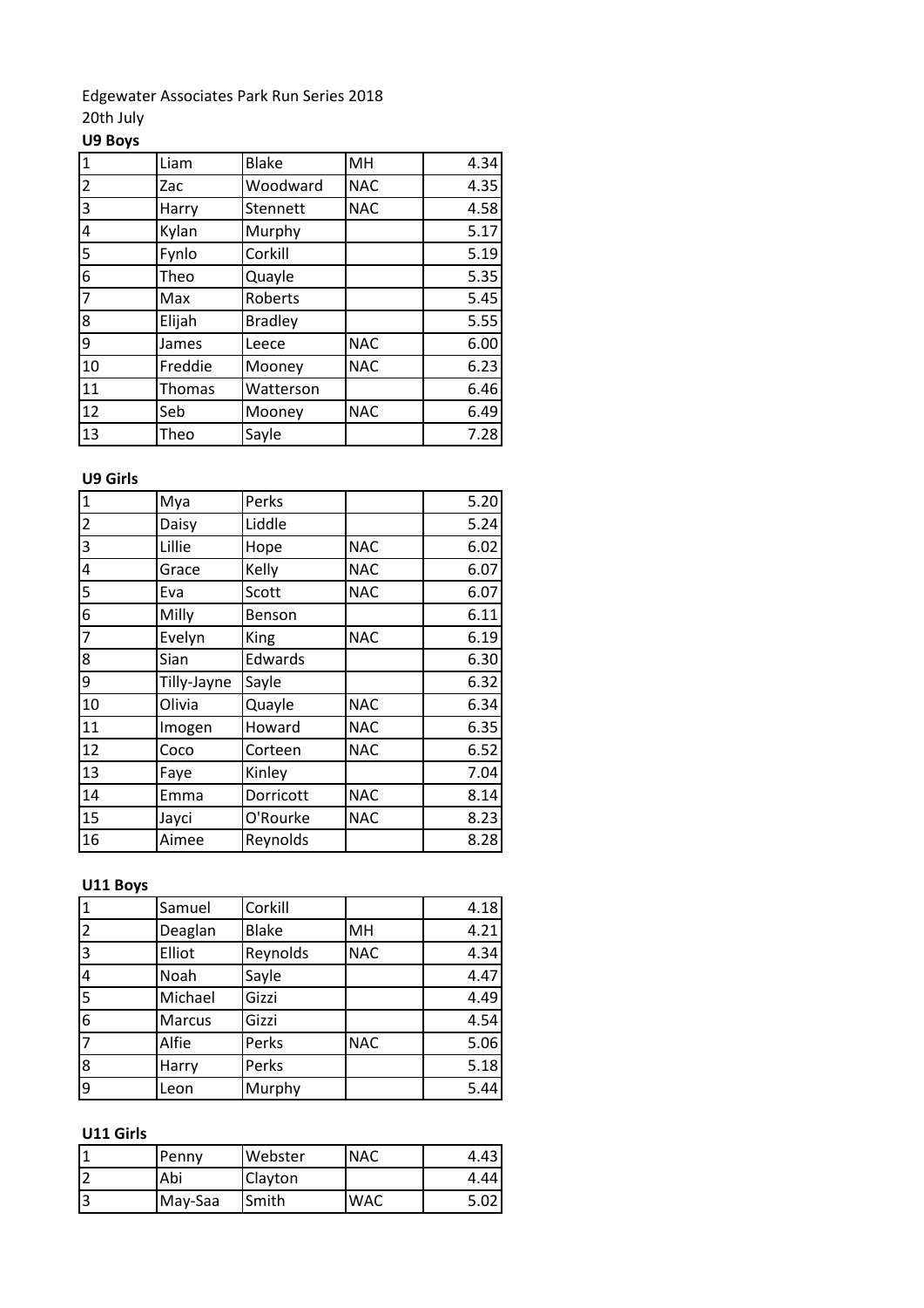Edgewater Associates Park Run Series 2018

20th July

**U9 Boys**

| | | | | |
|---|---|---|---|---|
| 1 | Liam | Blake | MH | 4.34 |
| 2 | Zac | Woodward | NAC | 4.35 |
| 3 | Harry | Stennett | NAC | 4.58 |
| 4 | Kylan | Murphy | | 5.17 |
| 5 | Fynlo | Corkill | | 5.19 |
| 6 | Theo | Quayle | | 5.35 |
| 7 | Max | Roberts | | 5.45 |
| 8 | Elijah | Bradley | | 5.55 |
| 9 | James | Leece | NAC | 6.00 |
| 10 | Freddie | Mooney | NAC | 6.23 |
| 11 | Thomas | Watterson | | 6.46 |
| 12 | Seb | Mooney | NAC | 6.49 |
| 13 | Theo | Sayle | | 7.28 |

**U9 Girls**

| | | | | |
|---|---|---|---|---|
| 1 | Mya | Perks | | 5.20 |
| 2 | Daisy | Liddle | | 5.24 |
| 3 | Lillie | Hope | NAC | 6.02 |
| 4 | Grace | Kelly | NAC | 6.07 |
| 5 | Eva | Scott | NAC | 6.07 |
| 6 | Milly | Benson | | 6.11 |
| 7 | Evelyn | King | NAC | 6.19 |
| 8 | Sian | Edwards | | 6.30 |
| 9 | Tilly-Jayne | Sayle | | 6.32 |
| 10 | Olivia | Quayle | NAC | 6.34 |
| 11 | Imogen | Howard | NAC | 6.35 |
| 12 | Coco | Corteen | NAC | 6.52 |
| 13 | Faye | Kinley | | 7.04 |
| 14 | Emma | Dorricott | NAC | 8.14 |
| 15 | Jayci | O'Rourke | NAC | 8.23 |
| 16 | Aimee | Reynolds | | 8.28 |

**U11 Boys**

| | | | | |
|---|---|---|---|---|
| 1 | Samuel | Corkill | | 4.18 |
| 2 | Deaglan | Blake | MH | 4.21 |
| 3 | Elliot | Reynolds | NAC | 4.34 |
| 4 | Noah | Sayle | | 4.47 |
| 5 | Michael | Gizzi | | 4.49 |
| 6 | Marcus | Gizzi | | 4.54 |
| 7 | Alfie | Perks | NAC | 5.06 |
| 8 | Harry | Perks | | 5.18 |
| 9 | Leon | Murphy | | 5.44 |

**U11 Girls**

| | | | | |
|---|---|---|---|---|
| 1 | Penny | Webster | NAC | 4.43 |
| 2 | Abi | Clayton | | 4.44 |
| 3 | May-Saa | Smith | WAC | 5.02 |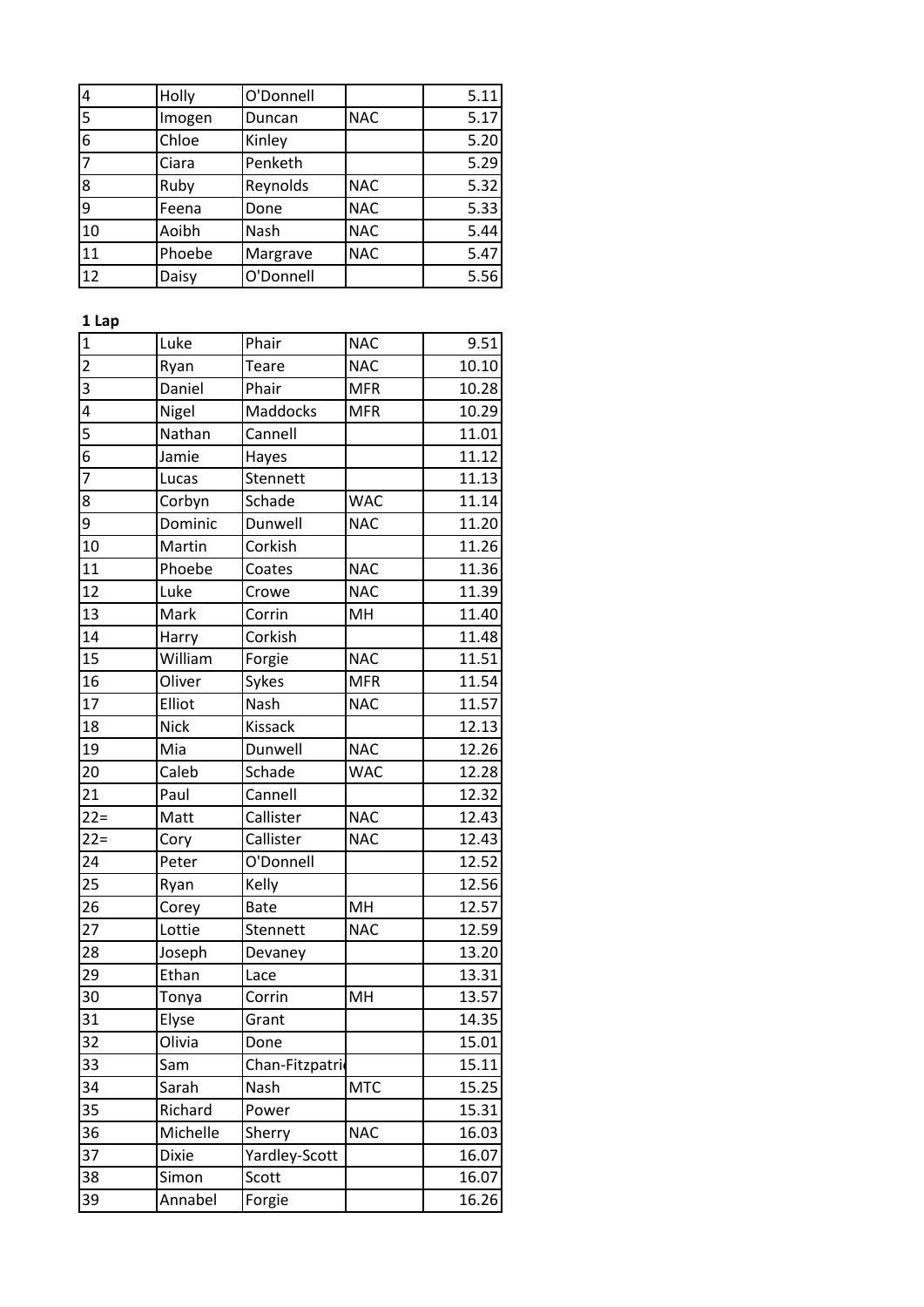| 4 | Holly | O'Donnell | | 5.11 |
|---|---|---|---|---|
| 5 | Imogen | Duncan | NAC | 5.17 |
| 6 | Chloe | Kinley | | 5.20 |
| 7 | Ciara | Penketh | | 5.29 |
| 8 | Ruby | Reynolds | NAC | 5.32 |
| 9 | Feena | Done | NAC | 5.33 |
| 10 | Aoibh | Nash | NAC | 5.44 |
| 11 | Phoebe | Margrave | NAC | 5.47 |
| 12 | Daisy | O'Donnell | | 5.56 |

**1 Lap**

| 1 | Luke | Phair | NAC | 9.51 |
|---|---|---|---|---|
| 2 | Ryan | Teare | NAC | 10.10 |
| 3 | Daniel | Phair | MFR | 10.28 |
| 4 | Nigel | Maddocks | MFR | 10.29 |
| 5 | Nathan | Cannell | | 11.01 |
| 6 | Jamie | Hayes | | 11.12 |
| 7 | Lucas | Stennett | | 11.13 |
| 8 | Corbyn | Schade | WAC | 11.14 |
| 9 | Dominic | Dunwell | NAC | 11.20 |
| 10 | Martin | Corkish | | 11.26 |
| 11 | Phoebe | Coates | NAC | 11.36 |
| 12 | Luke | Crowe | NAC | 11.39 |
| 13 | Mark | Corrin | MH | 11.40 |
| 14 | Harry | Corkish | | 11.48 |
| 15 | William | Forgie | NAC | 11.51 |
| 16 | Oliver | Sykes | MFR | 11.54 |
| 17 | Elliot | Nash | NAC | 11.57 |
| 18 | Nick | Kissack | | 12.13 |
| 19 | Mia | Dunwell | NAC | 12.26 |
| 20 | Caleb | Schade | WAC | 12.28 |
| 21 | Paul | Cannell | | 12.32 |
| 22= | Matt | Callister | NAC | 12.43 |
| 22= | Cory | Callister | NAC | 12.43 |
| 24 | Peter | O'Donnell | | 12.52 |
| 25 | Ryan | Kelly | | 12.56 |
| 26 | Corey | Bate | MH | 12.57 |
| 27 | Lottie | Stennett | NAC | 12.59 |
| 28 | Joseph | Devaney | | 13.20 |
| 29 | Ethan | Lace | | 13.31 |
| 30 | Tonya | Corrin | MH | 13.57 |
| 31 | Elyse | Grant | | 14.35 |
| 32 | Olivia | Done | | 15.01 |
| 33 | Sam | Chan-Fitzpatri | | 15.11 |
| 34 | Sarah | Nash | MTC | 15.25 |
| 35 | Richard | Power | | 15.31 |
| 36 | Michelle | Sherry | NAC | 16.03 |
| 37 | Dixie | Yardley-Scott | | 16.07 |
| 38 | Simon | Scott | | 16.07 |
| 39 | Annabel | Forgie | | 16.26 |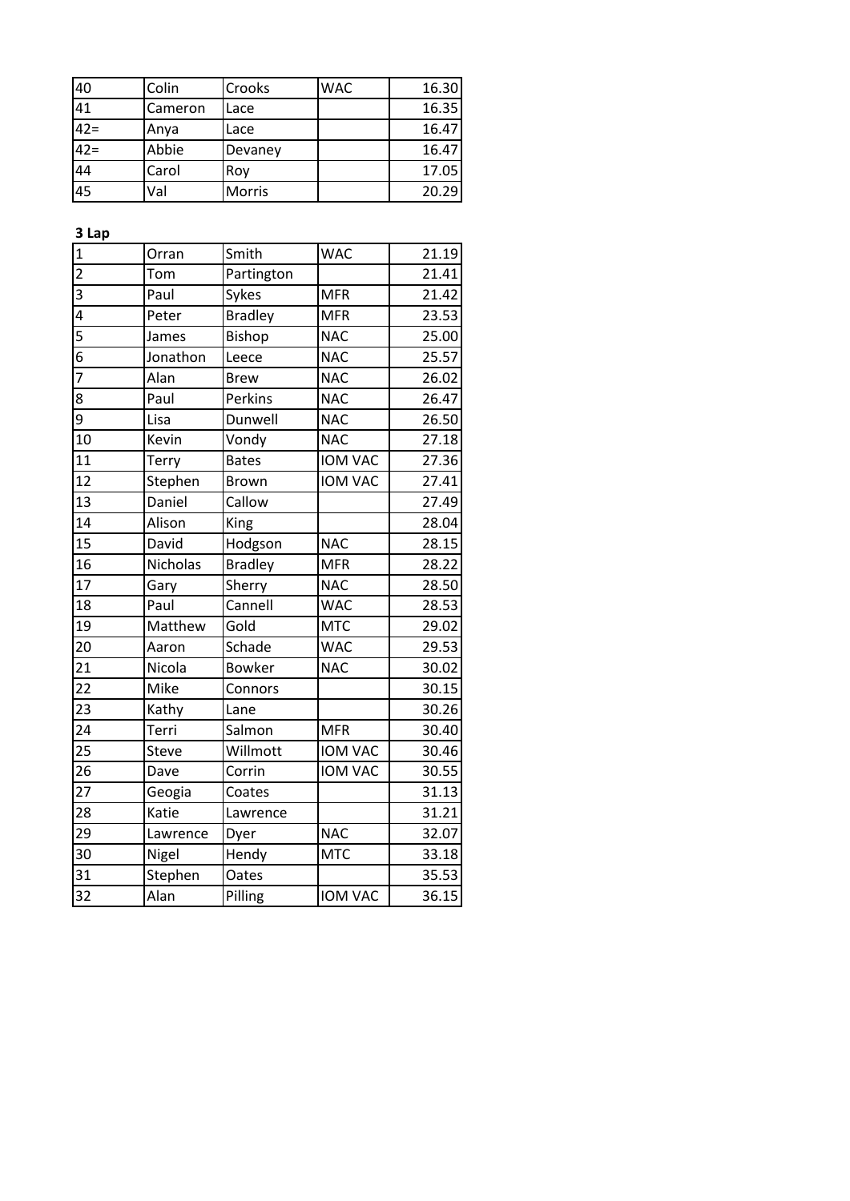| | | | | |
|---|---|---|---|---|
| 40 | Colin | Crooks | WAC | 16.30 |
| 41 | Cameron | Lace | | 16.35 |
| 42= | Anya | Lace | | 16.47 |
| 42= | Abbie | Devaney | | 16.47 |
| 44 | Carol | Roy | | 17.05 |
| 45 | Val | Morris | | 20.29 |

**3 Lap**

| | | | | |
|---|---|---|---|---|
| 1 | Orran | Smith | WAC | 21.19 |
| 2 | Tom | Partington | | 21.41 |
| 3 | Paul | Sykes | MFR | 21.42 |
| 4 | Peter | Bradley | MFR | 23.53 |
| 5 | James | Bishop | NAC | 25.00 |
| 6 | Jonathon | Leece | NAC | 25.57 |
| 7 | Alan | Brew | NAC | 26.02 |
| 8 | Paul | Perkins | NAC | 26.47 |
| 9 | Lisa | Dunwell | NAC | 26.50 |
| 10 | Kevin | Vondy | NAC | 27.18 |
| 11 | Terry | Bates | IOM VAC | 27.36 |
| 12 | Stephen | Brown | IOM VAC | 27.41 |
| 13 | Daniel | Callow | | 27.49 |
| 14 | Alison | King | | 28.04 |
| 15 | David | Hodgson | NAC | 28.15 |
| 16 | Nicholas | Bradley | MFR | 28.22 |
| 17 | Gary | Sherry | NAC | 28.50 |
| 18 | Paul | Cannell | WAC | 28.53 |
| 19 | Matthew | Gold | MTC | 29.02 |
| 20 | Aaron | Schade | WAC | 29.53 |
| 21 | Nicola | Bowker | NAC | 30.02 |
| 22 | Mike | Connors | | 30.15 |
| 23 | Kathy | Lane | | 30.26 |
| 24 | Terri | Salmon | MFR | 30.40 |
| 25 | Steve | Willmott | IOM VAC | 30.46 |
| 26 | Dave | Corrin | IOM VAC | 30.55 |
| 27 | Geogia | Coates | | 31.13 |
| 28 | Katie | Lawrence | | 31.21 |
| 29 | Lawrence | Dyer | NAC | 32.07 |
| 30 | Nigel | Hendy | MTC | 33.18 |
| 31 | Stephen | Oates | | 35.53 |
| 32 | Alan | Pilling | IOM VAC | 36.15 |